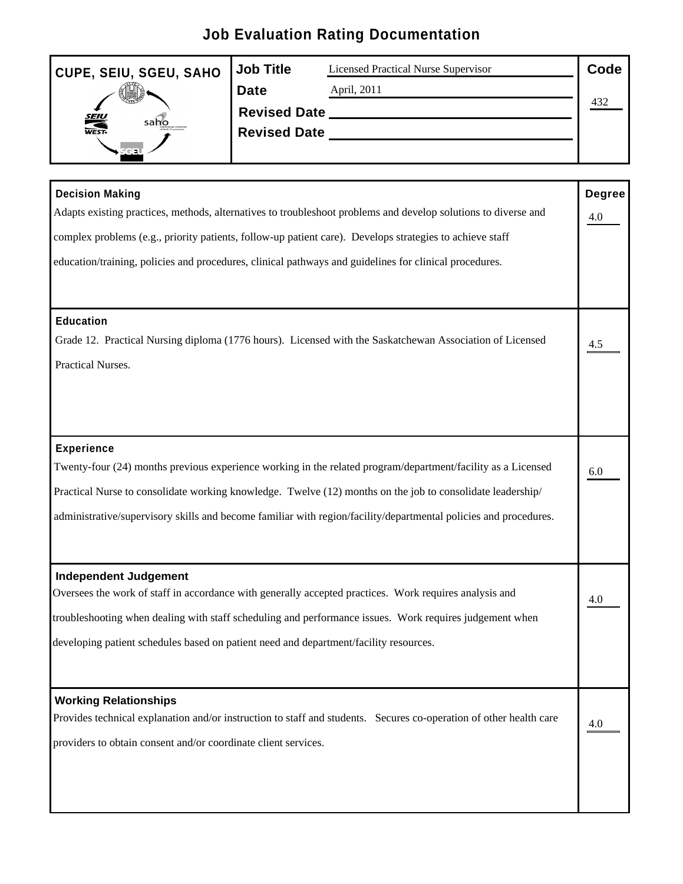# Job Evaluation Rating Documentation

| CUPE, SEIU, SGEU, SAHO | Job Title | Licensed Practical Nurse Supervisor | Code |
|---|---|---|---|
| | Date | April, 2011 | 432 |
| | Revised Date | | |
| | Revised Date | | |

| Factor | Degree |
|---|---|
| **Decision Making**<br>Adapts existing practices, methods, alternatives to troubleshoot problems and develop solutions to diverse and complex problems (e.g., priority patients, follow-up patient care). Develops strategies to achieve staff education/training, policies and procedures, clinical pathways and guidelines for clinical procedures. | 4.0 |
| **Education**<br>Grade 12. Practical Nursing diploma (1776 hours). Licensed with the Saskatchewan Association of Licensed Practical Nurses. | 4.5 |
| **Experience**<br>Twenty-four (24) months previous experience working in the related program/department/facility as a Licensed Practical Nurse to consolidate working knowledge. Twelve (12) months on the job to consolidate leadership/ administrative/supervisory skills and become familiar with region/facility/departmental policies and procedures. | 6.0 |
| **Independent Judgement**<br>Oversees the work of staff in accordance with generally accepted practices. Work requires analysis and troubleshooting when dealing with staff scheduling and performance issues. Work requires judgement when developing patient schedules based on patient need and department/facility resources. | 4.0 |
| **Working Relationships**<br>Provides technical explanation and/or instruction to staff and students. Secures co-operation of other health care providers to obtain consent and/or coordinate client services. | 4.0 |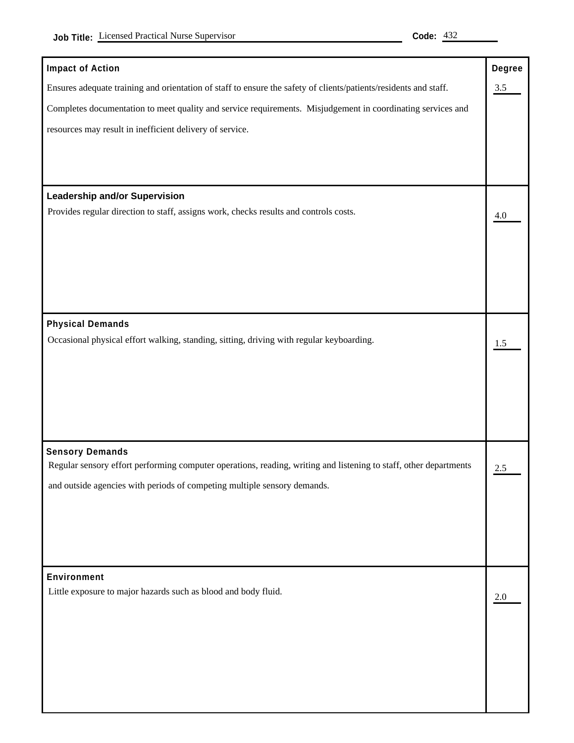**Job Title:** Licensed Practical Nurse Supervisor **Code:** 432

| | |
|---|---|
| **Impact of Action**<br>Ensures adequate training and orientation of staff to ensure the safety of clients/patients/residents and staff. Completes documentation to meet quality and service requirements. Misjudgement in coordinating services and resources may result in inefficient delivery of service. | **Degree**<br>3.5 |
| **Leadership and/or Supervision**<br>Provides regular direction to staff, assigns work, checks results and controls costs. | 4.0 |
| **Physical Demands**<br>Occasional physical effort walking, standing, sitting, driving with regular keyboarding. | 1.5 |
| **Sensory Demands**<br>Regular sensory effort performing computer operations, reading, writing and listening to staff, other departments and outside agencies with periods of competing multiple sensory demands. | 2.5 |
| **Environment**<br>Little exposure to major hazards such as blood and body fluid. | 2.0 |